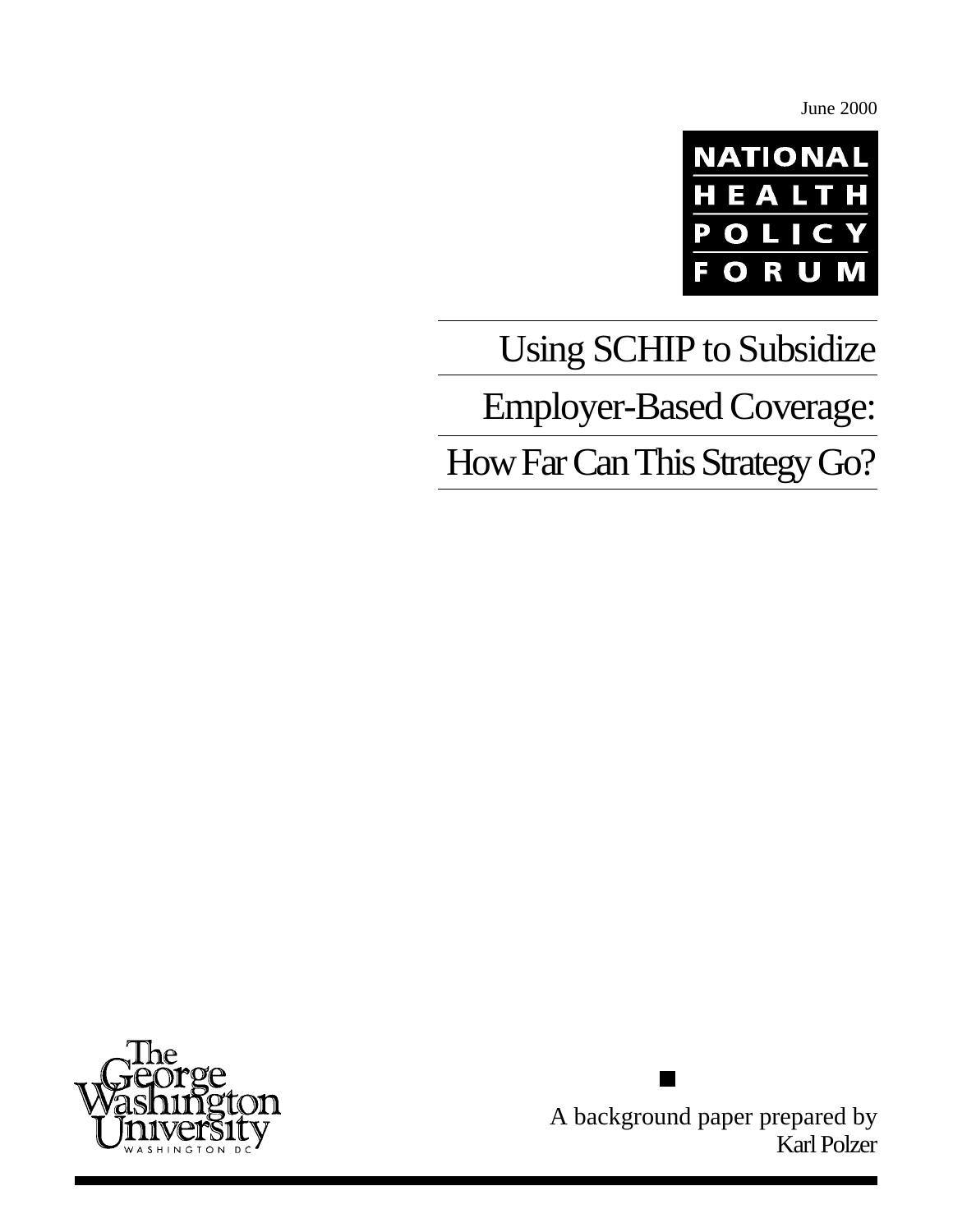June 2000

NATIONAL HEALTH POLICY FORUM

# Using SCHIP to Subsidize Employer-Based Coverage: How Far Can This Strategy Go?

The George Washington University
WASHINGTON DC

A background paper prepared by
Karl Polzer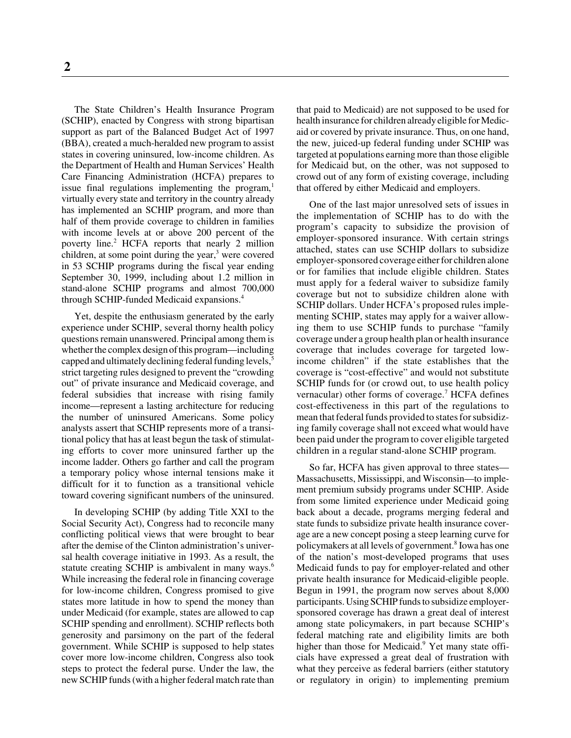The State Children's Health Insurance Program (SCHIP), enacted by Congress with strong bipartisan support as part of the Balanced Budget Act of 1997 (BBA), created a much-heralded new program to assist states in covering uninsured, low-income children. As the Department of Health and Human Services' Health Care Financing Administration (HCFA) prepares to issue final regulations implementing the program,[1] virtually every state and territory in the country already has implemented an SCHIP program, and more than half of them provide coverage to children in families with income levels at or above 200 percent of the poverty line.[2] HCFA reports that nearly 2 million children, at some point during the year,[3] were covered in 53 SCHIP programs during the fiscal year ending September 30, 1999, including about 1.2 million in stand-alone SCHIP programs and almost 700,000 through SCHIP-funded Medicaid expansions.[4]

Yet, despite the enthusiasm generated by the early experience under SCHIP, several thorny health policy questions remain unanswered. Principal among them is whether the complex design of this program—including capped and ultimately declining federal funding levels,[5] strict targeting rules designed to prevent the "crowding out" of private insurance and Medicaid coverage, and federal subsidies that increase with rising family income—represent a lasting architecture for reducing the number of uninsured Americans. Some policy analysts assert that SCHIP represents more of a transitional policy that has at least begun the task of stimulating efforts to cover more uninsured farther up the income ladder. Others go farther and call the program a temporary policy whose internal tensions make it difficult for it to function as a transitional vehicle toward covering significant numbers of the uninsured.

In developing SCHIP (by adding Title XXI to the Social Security Act), Congress had to reconcile many conflicting political views that were brought to bear after the demise of the Clinton administration's universal health coverage initiative in 1993. As a result, the statute creating SCHIP is ambivalent in many ways.[6] While increasing the federal role in financing coverage for low-income children, Congress promised to give states more latitude in how to spend the money than under Medicaid (for example, states are allowed to cap SCHIP spending and enrollment). SCHIP reflects both generosity and parsimony on the part of the federal government. While SCHIP is supposed to help states cover more low-income children, Congress also took steps to protect the federal purse. Under the law, the new SCHIP funds (with a higher federal match rate than that paid to Medicaid) are not supposed to be used for health insurance for children already eligible for Medicaid or covered by private insurance. Thus, on one hand, the new, juiced-up federal funding under SCHIP was targeted at populations earning more than those eligible for Medicaid but, on the other, was not supposed to crowd out of any form of existing coverage, including that offered by either Medicaid and employers.

One of the last major unresolved sets of issues in the implementation of SCHIP has to do with the program's capacity to subsidize the provision of employer-sponsored insurance. With certain strings attached, states can use SCHIP dollars to subsidize employer-sponsored coverage either for children alone or for families that include eligible children. States must apply for a federal waiver to subsidize family coverage but not to subsidize children alone with SCHIP dollars. Under HCFA's proposed rules implementing SCHIP, states may apply for a waiver allowing them to use SCHIP funds to purchase "family coverage under a group health plan or health insurance coverage that includes coverage for targeted low-income children" if the state establishes that the coverage is "cost-effective" and would not substitute SCHIP funds for (or crowd out, to use health policy vernacular) other forms of coverage.[7] HCFA defines cost-effectiveness in this part of the regulations to mean that federal funds provided to states for subsidizing family coverage shall not exceed what would have been paid under the program to cover eligible targeted children in a regular stand-alone SCHIP program.

So far, HCFA has given approval to three states—Massachusetts, Mississippi, and Wisconsin—to implement premium subsidy programs under SCHIP. Aside from some limited experience under Medicaid going back about a decade, programs merging federal and state funds to subsidize private health insurance coverage are a new concept posing a steep learning curve for policymakers at all levels of government.[8] Iowa has one of the nation's most-developed programs that uses Medicaid funds to pay for employer-related and other private health insurance for Medicaid-eligible people. Begun in 1991, the program now serves about 8,000 participants. Using SCHIP funds to subsidize employer-sponsored coverage has drawn a great deal of interest among state policymakers, in part because SCHIP's federal matching rate and eligibility limits are both higher than those for Medicaid.[9] Yet many state officials have expressed a great deal of frustration with what they perceive as federal barriers (either statutory or regulatory in origin) to implementing premium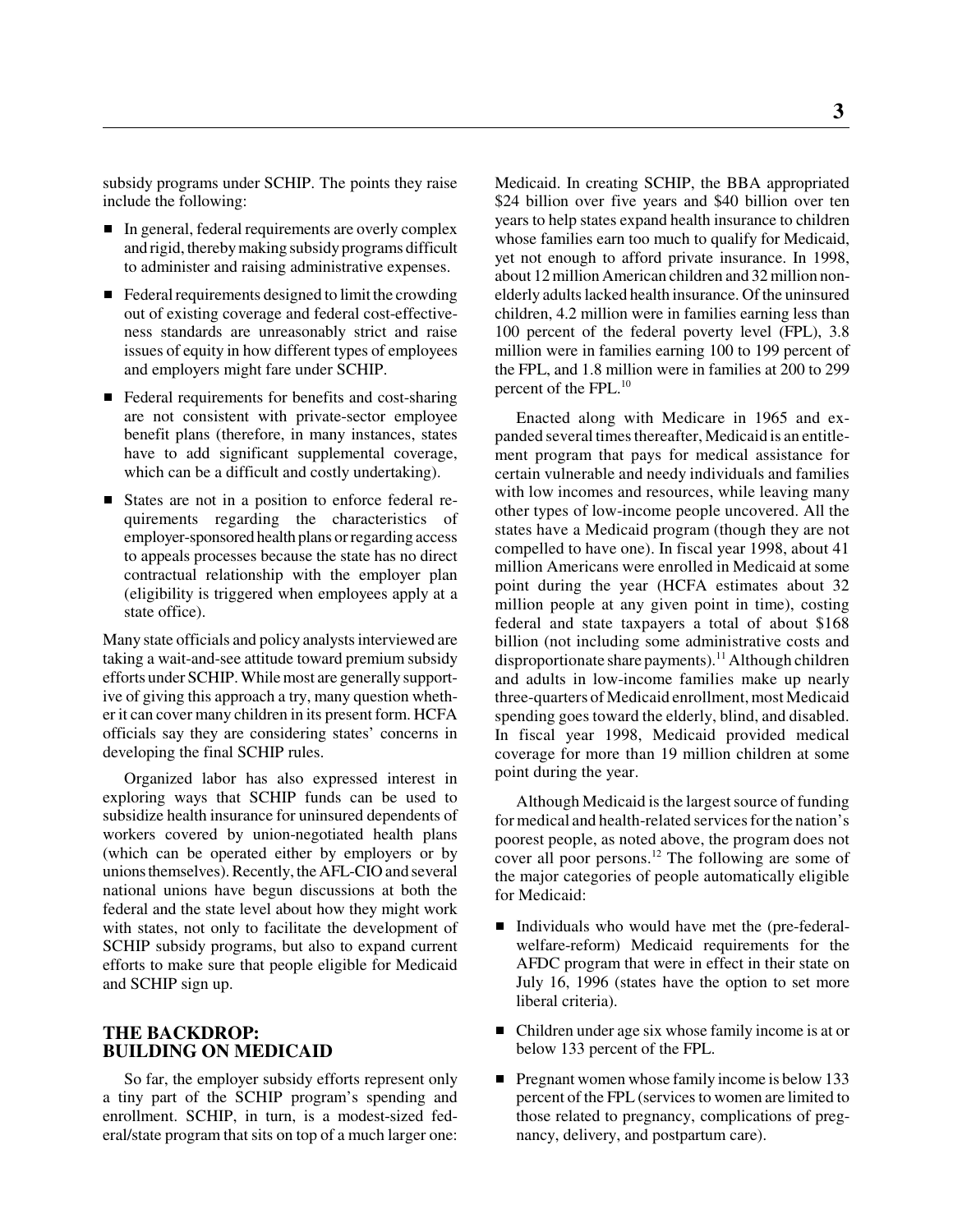subsidy programs under SCHIP. The points they raise include the following:

- In general, federal requirements are overly complex and rigid, thereby making subsidy programs difficult to administer and raising administrative expenses.
- Federal requirements designed to limit the crowding out of existing coverage and federal cost-effectiveness standards are unreasonably strict and raise issues of equity in how different types of employees and employers might fare under SCHIP.
- Federal requirements for benefits and cost-sharing are not consistent with private-sector employee benefit plans (therefore, in many instances, states have to add significant supplemental coverage, which can be a difficult and costly undertaking).
- States are not in a position to enforce federal requirements regarding the characteristics of employer-sponsored health plans or regarding access to appeals processes because the state has no direct contractual relationship with the employer plan (eligibility is triggered when employees apply at a state office).

Many state officials and policy analysts interviewed are taking a wait-and-see attitude toward premium subsidy efforts under SCHIP. While most are generally supportive of giving this approach a try, many question whether it can cover many children in its present form. HCFA officials say they are considering states' concerns in developing the final SCHIP rules.

Organized labor has also expressed interest in exploring ways that SCHIP funds can be used to subsidize health insurance for uninsured dependents of workers covered by union-negotiated health plans (which can be operated either by employers or by unions themselves). Recently, the AFL-CIO and several national unions have begun discussions at both the federal and the state level about how they might work with states, not only to facilitate the development of SCHIP subsidy programs, but also to expand current efforts to make sure that people eligible for Medicaid and SCHIP sign up.

## THE BACKDROP: BUILDING ON MEDICAID

So far, the employer subsidy efforts represent only a tiny part of the SCHIP program's spending and enrollment. SCHIP, in turn, is a modest-sized federal/state program that sits on top of a much larger one: Medicaid. In creating SCHIP, the BBA appropriated \$24 billion over five years and \$40 billion over ten years to help states expand health insurance to children whose families earn too much to qualify for Medicaid, yet not enough to afford private insurance. In 1998, about 12 million American children and 32 million nonelderly adults lacked health insurance. Of the uninsured children, 4.2 million were in families earning less than 100 percent of the federal poverty level (FPL), 3.8 million were in families earning 100 to 199 percent of the FPL, and 1.8 million were in families at 200 to 299 percent of the FPL.[10]

Enacted along with Medicare in 1965 and expanded several times thereafter, Medicaid is an entitlement program that pays for medical assistance for certain vulnerable and needy individuals and families with low incomes and resources, while leaving many other types of low-income people uncovered. All the states have a Medicaid program (though they are not compelled to have one). In fiscal year 1998, about 41 million Americans were enrolled in Medicaid at some point during the year (HCFA estimates about 32 million people at any given point in time), costing federal and state taxpayers a total of about \$168 billion (not including some administrative costs and disproportionate share payments).[11] Although children and adults in low-income families make up nearly three-quarters of Medicaid enrollment, most Medicaid spending goes toward the elderly, blind, and disabled. In fiscal year 1998, Medicaid provided medical coverage for more than 19 million children at some point during the year.

Although Medicaid is the largest source of funding for medical and health-related services for the nation's poorest people, as noted above, the program does not cover all poor persons.[12] The following are some of the major categories of people automatically eligible for Medicaid:

- Individuals who would have met the (pre-federal-welfare-reform) Medicaid requirements for the AFDC program that were in effect in their state on July 16, 1996 (states have the option to set more liberal criteria).
- Children under age six whose family income is at or below 133 percent of the FPL.
- Pregnant women whose family income is below 133 percent of the FPL (services to women are limited to those related to pregnancy, complications of pregnancy, delivery, and postpartum care).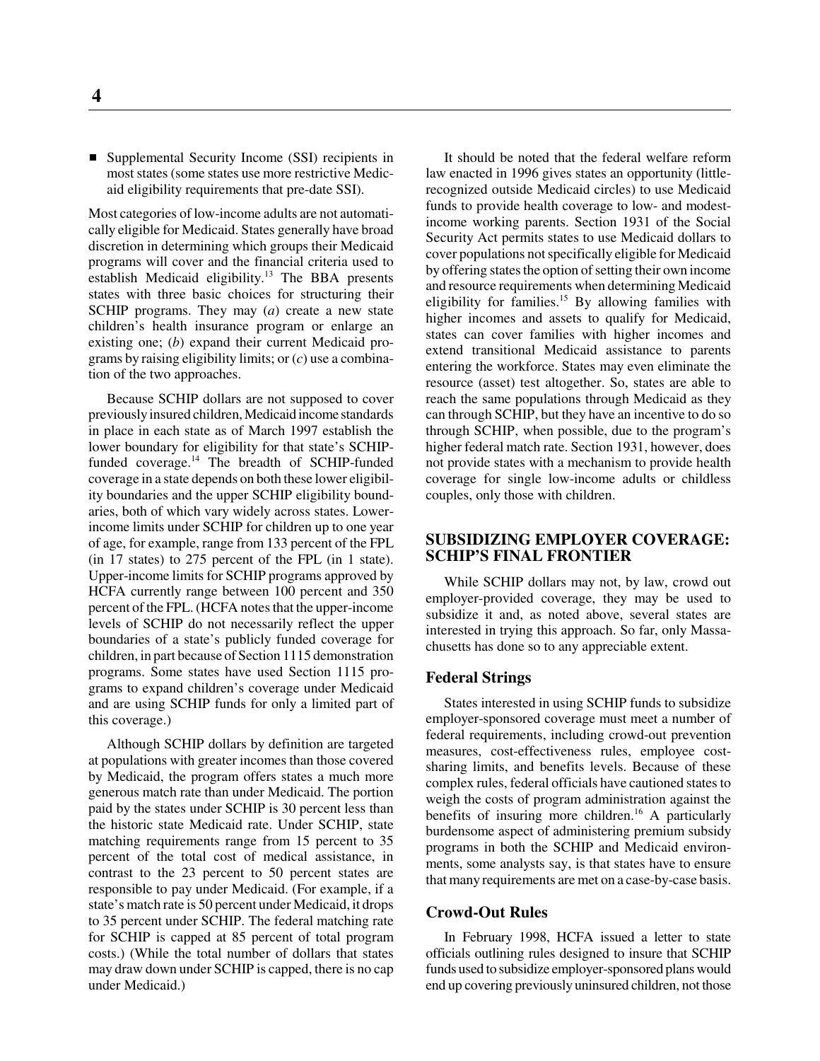- Supplemental Security Income (SSI) recipients in most states (some states use more restrictive Medicaid eligibility requirements that pre-date SSI).

Most categories of low-income adults are not automatically eligible for Medicaid. States generally have broad discretion in determining which groups their Medicaid programs will cover and the financial criteria used to establish Medicaid eligibility.[13] The BBA presents states with three basic choices for structuring their SCHIP programs. They may (*a*) create a new state children's health insurance program or enlarge an existing one; (*b*) expand their current Medicaid programs by raising eligibility limits; or (*c*) use a combination of the two approaches.

Because SCHIP dollars are not supposed to cover previously insured children, Medicaid income standards in place in each state as of March 1997 establish the lower boundary for eligibility for that state's SCHIP-funded coverage.[14] The breadth of SCHIP-funded coverage in a state depends on both these lower eligibility boundaries and the upper SCHIP eligibility boundaries, both of which vary widely across states. Lower-income limits under SCHIP for children up to one year of age, for example, range from 133 percent of the FPL (in 17 states) to 275 percent of the FPL (in 1 state). Upper-income limits for SCHIP programs approved by HCFA currently range between 100 percent and 350 percent of the FPL. (HCFA notes that the upper-income levels of SCHIP do not necessarily reflect the upper boundaries of a state's publicly funded coverage for children, in part because of Section 1115 demonstration programs. Some states have used Section 1115 programs to expand children's coverage under Medicaid and are using SCHIP funds for only a limited part of this coverage.)

Although SCHIP dollars by definition are targeted at populations with greater incomes than those covered by Medicaid, the program offers states a much more generous match rate than under Medicaid. The portion paid by the states under SCHIP is 30 percent less than the historic state Medicaid rate. Under SCHIP, state matching requirements range from 15 percent to 35 percent of the total cost of medical assistance, in contrast to the 23 percent to 50 percent states are responsible to pay under Medicaid. (For example, if a state's match rate is 50 percent under Medicaid, it drops to 35 percent under SCHIP. The federal matching rate for SCHIP is capped at 85 percent of total program costs.) (While the total number of dollars that states may draw down under SCHIP is capped, there is no cap under Medicaid.)

It should be noted that the federal welfare reform law enacted in 1996 gives states an opportunity (little-recognized outside Medicaid circles) to use Medicaid funds to provide health coverage to low- and modest-income working parents. Section 1931 of the Social Security Act permits states to use Medicaid dollars to cover populations not specifically eligible for Medicaid by offering states the option of setting their own income and resource requirements when determining Medicaid eligibility for families.[15] By allowing families with higher incomes and assets to qualify for Medicaid, states can cover families with higher incomes and extend transitional Medicaid assistance to parents entering the workforce. States may even eliminate the resource (asset) test altogether. So, states are able to reach the same populations through Medicaid as they can through SCHIP, but they have an incentive to do so through SCHIP, when possible, due to the program's higher federal match rate. Section 1931, however, does not provide states with a mechanism to provide health coverage for single low-income adults or childless couples, only those with children.

## SUBSIDIZING EMPLOYER COVERAGE: SCHIP'S FINAL FRONTIER

While SCHIP dollars may not, by law, crowd out employer-provided coverage, they may be used to subsidize it and, as noted above, several states are interested in trying this approach. So far, only Massachusetts has done so to any appreciable extent.

### Federal Strings

States interested in using SCHIP funds to subsidize employer-sponsored coverage must meet a number of federal requirements, including crowd-out prevention measures, cost-effectiveness rules, employee cost-sharing limits, and benefits levels. Because of these complex rules, federal officials have cautioned states to weigh the costs of program administration against the benefits of insuring more children.[16] A particularly burdensome aspect of administering premium subsidy programs in both the SCHIP and Medicaid environments, some analysts say, is that states have to ensure that many requirements are met on a case-by-case basis.

### Crowd-Out Rules

In February 1998, HCFA issued a letter to state officials outlining rules designed to insure that SCHIP funds used to subsidize employer-sponsored plans would end up covering previously uninsured children, not those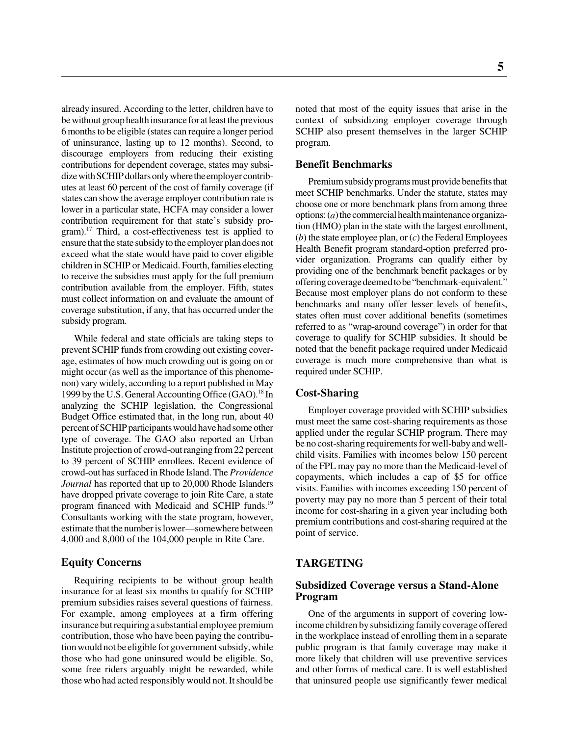already insured. According to the letter, children have to be without group health insurance for at least the previous 6 months to be eligible (states can require a longer period of uninsurance, lasting up to 12 months). Second, to discourage employers from reducing their existing contributions for dependent coverage, states may subsidize with SCHIP dollars only where the employer contributes at least 60 percent of the cost of family coverage (if states can show the average employer contribution rate is lower in a particular state, HCFA may consider a lower contribution requirement for that state's subsidy program).[17] Third, a cost-effectiveness test is applied to ensure that the state subsidy to the employer plan does not exceed what the state would have paid to cover eligible children in SCHIP or Medicaid. Fourth, families electing to receive the subsidies must apply for the full premium contribution available from the employer. Fifth, states must collect information on and evaluate the amount of coverage substitution, if any, that has occurred under the subsidy program.

While federal and state officials are taking steps to prevent SCHIP funds from crowding out existing coverage, estimates of how much crowding out is going on or might occur (as well as the importance of this phenomenon) vary widely, according to a report published in May 1999 by the U.S. General Accounting Office (GAO).[18] In analyzing the SCHIP legislation, the Congressional Budget Office estimated that, in the long run, about 40 percent of SCHIP participants would have had some other type of coverage. The GAO also reported an Urban Institute projection of crowd-out ranging from 22 percent to 39 percent of SCHIP enrollees. Recent evidence of crowd-out has surfaced in Rhode Island. The *Providence Journal* has reported that up to 20,000 Rhode Islanders have dropped private coverage to join Rite Care, a state program financed with Medicaid and SCHIP funds.[19] Consultants working with the state program, however, estimate that the number is lower—somewhere between 4,000 and 8,000 of the 104,000 people in Rite Care.

### Equity Concerns

Requiring recipients to be without group health insurance for at least six months to qualify for SCHIP premium subsidies raises several questions of fairness. For example, among employees at a firm offering insurance but requiring a substantial employee premium contribution, those who have been paying the contribution would not be eligible for government subsidy, while those who had gone uninsured would be eligible. So, some free riders arguably might be rewarded, while those who had acted responsibly would not. It should be noted that most of the equity issues that arise in the context of subsidizing employer coverage through SCHIP also present themselves in the larger SCHIP program.

### Benefit Benchmarks

Premium subsidy programs must provide benefits that meet SCHIP benchmarks. Under the statute, states may choose one or more benchmark plans from among three options: (*a*) the commercial health maintenance organization (HMO) plan in the state with the largest enrollment, (*b*) the state employee plan, or (*c*) the Federal Employees Health Benefit program standard-option preferred provider organization. Programs can qualify either by providing one of the benchmark benefit packages or by offering coverage deemed to be "benchmark-equivalent." Because most employer plans do not conform to these benchmarks and many offer lesser levels of benefits, states often must cover additional benefits (sometimes referred to as "wrap-around coverage") in order for that coverage to qualify for SCHIP subsidies. It should be noted that the benefit package required under Medicaid coverage is much more comprehensive than what is required under SCHIP.

### Cost-Sharing

Employer coverage provided with SCHIP subsidies must meet the same cost-sharing requirements as those applied under the regular SCHIP program. There may be no cost-sharing requirements for well-baby and well-child visits. Families with incomes below 150 percent of the FPL may pay no more than the Medicaid-level of copayments, which includes a cap of $5 for office visits. Families with incomes exceeding 150 percent of poverty may pay no more than 5 percent of their total income for cost-sharing in a given year including both premium contributions and cost-sharing required at the point of service.

## TARGETING

### Subsidized Coverage versus a Stand-Alone Program

One of the arguments in support of covering low-income children by subsidizing family coverage offered in the workplace instead of enrolling them in a separate public program is that family coverage may make it more likely that children will use preventive services and other forms of medical care. It is well established that uninsured people use significantly fewer medical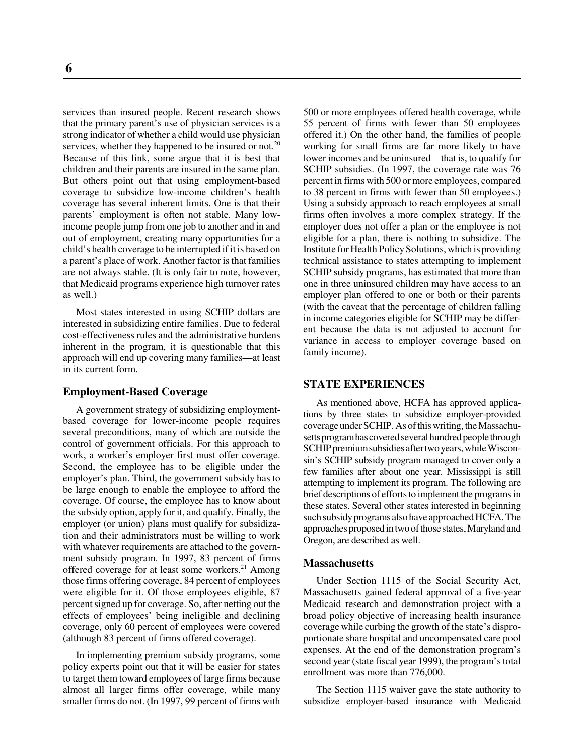services than insured people. Recent research shows that the primary parent's use of physician services is a strong indicator of whether a child would use physician services, whether they happened to be insured or not.[20] Because of this link, some argue that it is best that children and their parents are insured in the same plan. But others point out that using employment-based coverage to subsidize low-income children's health coverage has several inherent limits. One is that their parents' employment is often not stable. Many low-income people jump from one job to another and in and out of employment, creating many opportunities for a child's health coverage to be interrupted if it is based on a parent's place of work. Another factor is that families are not always stable. (It is only fair to note, however, that Medicaid programs experience high turnover rates as well.)

Most states interested in using SCHIP dollars are interested in subsidizing entire families. Due to federal cost-effectiveness rules and the administrative burdens inherent in the program, it is questionable that this approach will end up covering many families—at least in its current form.

### Employment-Based Coverage

A government strategy of subsidizing employment-based coverage for lower-income people requires several preconditions, many of which are outside the control of government officials. For this approach to work, a worker's employer first must offer coverage. Second, the employee has to be eligible under the employer's plan. Third, the government subsidy has to be large enough to enable the employee to afford the coverage. Of course, the employee has to know about the subsidy option, apply for it, and qualify. Finally, the employer (or union) plans must qualify for subsidization and their administrators must be willing to work with whatever requirements are attached to the government subsidy program. In 1997, 83 percent of firms offered coverage for at least some workers.[21] Among those firms offering coverage, 84 percent of employees were eligible for it. Of those employees eligible, 87 percent signed up for coverage. So, after netting out the effects of employees' being ineligible and declining coverage, only 60 percent of employees were covered (although 83 percent of firms offered coverage).

In implementing premium subsidy programs, some policy experts point out that it will be easier for states to target them toward employees of large firms because almost all larger firms offer coverage, while many smaller firms do not. (In 1997, 99 percent of firms with 500 or more employees offered health coverage, while 55 percent of firms with fewer than 50 employees offered it.) On the other hand, the families of people working for small firms are far more likely to have lower incomes and be uninsured—that is, to qualify for SCHIP subsidies. (In 1997, the coverage rate was 76 percent in firms with 500 or more employees, compared to 38 percent in firms with fewer than 50 employees.) Using a subsidy approach to reach employees at small firms often involves a more complex strategy. If the employer does not offer a plan or the employee is not eligible for a plan, there is nothing to subsidize. The Institute for Health Policy Solutions, which is providing technical assistance to states attempting to implement SCHIP subsidy programs, has estimated that more than one in three uninsured children may have access to an employer plan offered to one or both or their parents (with the caveat that the percentage of children falling in income categories eligible for SCHIP may be different because the data is not adjusted to account for variance in access to employer coverage based on family income).

## STATE EXPERIENCES

As mentioned above, HCFA has approved applications by three states to subsidize employer-provided coverage under SCHIP. As of this writing, the Massachusetts program has covered several hundred people through SCHIP premium subsidies after two years, while Wisconsin's SCHIP subsidy program managed to cover only a few families after about one year. Mississippi is still attempting to implement its program. The following are brief descriptions of efforts to implement the programs in these states. Several other states interested in beginning such subsidy programs also have approached HCFA. The approaches proposed in two of those states, Maryland and Oregon, are described as well.

### Massachusetts

Under Section 1115 of the Social Security Act, Massachusetts gained federal approval of a five-year Medicaid research and demonstration project with a broad policy objective of increasing health insurance coverage while curbing the growth of the state's disproportionate share hospital and uncompensated care pool expenses. At the end of the demonstration program's second year (state fiscal year 1999), the program's total enrollment was more than 776,000.

The Section 1115 waiver gave the state authority to subsidize employer-based insurance with Medicaid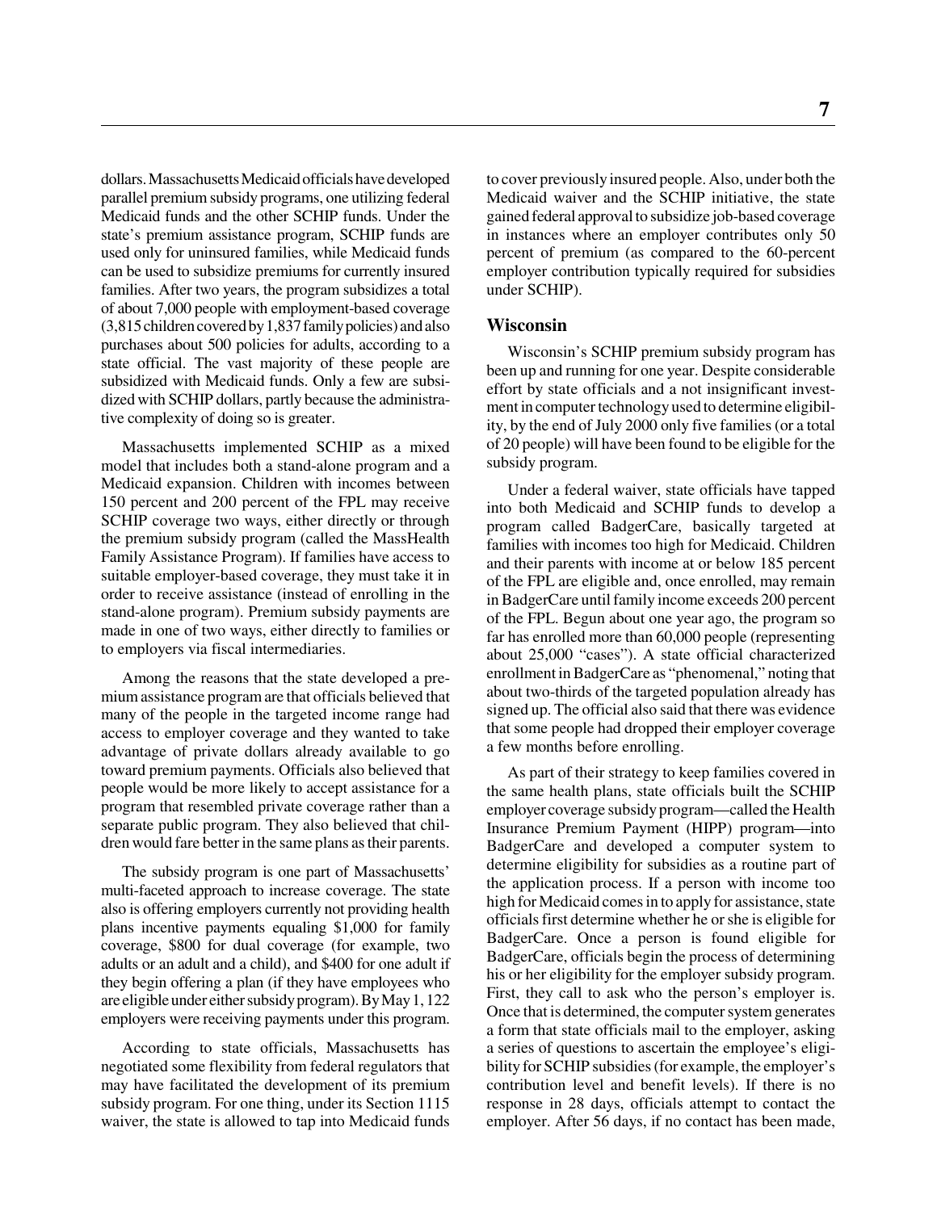dollars. Massachusetts Medicaid officials have developed parallel premium subsidy programs, one utilizing federal Medicaid funds and the other SCHIP funds. Under the state's premium assistance program, SCHIP funds are used only for uninsured families, while Medicaid funds can be used to subsidize premiums for currently insured families. After two years, the program subsidizes a total of about 7,000 people with employment-based coverage (3,815 children covered by 1,837 family policies) and also purchases about 500 policies for adults, according to a state official. The vast majority of these people are subsidized with Medicaid funds. Only a few are subsidized with SCHIP dollars, partly because the administrative complexity of doing so is greater.

Massachusetts implemented SCHIP as a mixed model that includes both a stand-alone program and a Medicaid expansion. Children with incomes between 150 percent and 200 percent of the FPL may receive SCHIP coverage two ways, either directly or through the premium subsidy program (called the MassHealth Family Assistance Program). If families have access to suitable employer-based coverage, they must take it in order to receive assistance (instead of enrolling in the stand-alone program). Premium subsidy payments are made in one of two ways, either directly to families or to employers via fiscal intermediaries.

Among the reasons that the state developed a premium assistance program are that officials believed that many of the people in the targeted income range had access to employer coverage and they wanted to take advantage of private dollars already available to go toward premium payments. Officials also believed that people would be more likely to accept assistance for a program that resembled private coverage rather than a separate public program. They also believed that children would fare better in the same plans as their parents.

The subsidy program is one part of Massachusetts' multi-faceted approach to increase coverage. The state also is offering employers currently not providing health plans incentive payments equaling $1,000 for family coverage, $800 for dual coverage (for example, two adults or an adult and a child), and $400 for one adult if they begin offering a plan (if they have employees who are eligible under either subsidy program). By May 1, 122 employers were receiving payments under this program.

According to state officials, Massachusetts has negotiated some flexibility from federal regulators that may have facilitated the development of its premium subsidy program. For one thing, under its Section 1115 waiver, the state is allowed to tap into Medicaid funds to cover previously insured people. Also, under both the Medicaid waiver and the SCHIP initiative, the state gained federal approval to subsidize job-based coverage in instances where an employer contributes only 50 percent of premium (as compared to the 60-percent employer contribution typically required for subsidies under SCHIP).

### Wisconsin

Wisconsin's SCHIP premium subsidy program has been up and running for one year. Despite considerable effort by state officials and a not insignificant investment in computer technology used to determine eligibility, by the end of July 2000 only five families (or a total of 20 people) will have been found to be eligible for the subsidy program.

Under a federal waiver, state officials have tapped into both Medicaid and SCHIP funds to develop a program called BadgerCare, basically targeted at families with incomes too high for Medicaid. Children and their parents with income at or below 185 percent of the FPL are eligible and, once enrolled, may remain in BadgerCare until family income exceeds 200 percent of the FPL. Begun about one year ago, the program so far has enrolled more than 60,000 people (representing about 25,000 "cases"). A state official characterized enrollment in BadgerCare as "phenomenal," noting that about two-thirds of the targeted population already has signed up. The official also said that there was evidence that some people had dropped their employer coverage a few months before enrolling.

As part of their strategy to keep families covered in the same health plans, state officials built the SCHIP employer coverage subsidy program—called the Health Insurance Premium Payment (HIPP) program—into BadgerCare and developed a computer system to determine eligibility for subsidies as a routine part of the application process. If a person with income too high for Medicaid comes in to apply for assistance, state officials first determine whether he or she is eligible for BadgerCare. Once a person is found eligible for BadgerCare, officials begin the process of determining his or her eligibility for the employer subsidy program. First, they call to ask who the person's employer is. Once that is determined, the computer system generates a form that state officials mail to the employer, asking a series of questions to ascertain the employee's eligibility for SCHIP subsidies (for example, the employer's contribution level and benefit levels). If there is no response in 28 days, officials attempt to contact the employer. After 56 days, if no contact has been made,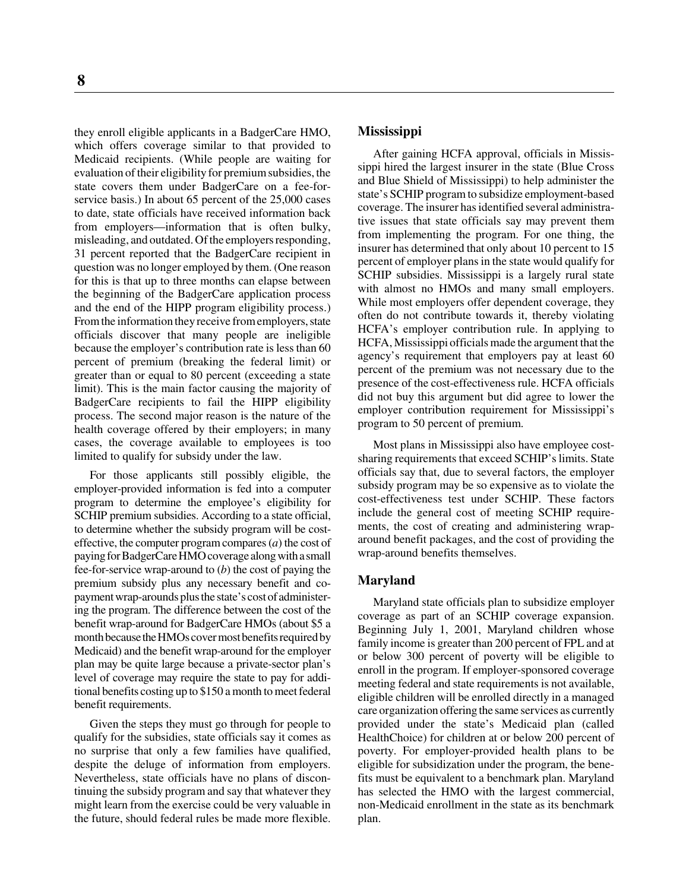they enroll eligible applicants in a BadgerCare HMO, which offers coverage similar to that provided to Medicaid recipients. (While people are waiting for evaluation of their eligibility for premium subsidies, the state covers them under BadgerCare on a fee-for-service basis.) In about 65 percent of the 25,000 cases to date, state officials have received information back from employers—information that is often bulky, misleading, and outdated. Of the employers responding, 31 percent reported that the BadgerCare recipient in question was no longer employed by them. (One reason for this is that up to three months can elapse between the beginning of the BadgerCare application process and the end of the HIPP program eligibility process.) From the information they receive from employers, state officials discover that many people are ineligible because the employer's contribution rate is less than 60 percent of premium (breaking the federal limit) or greater than or equal to 80 percent (exceeding a state limit). This is the main factor causing the majority of BadgerCare recipients to fail the HIPP eligibility process. The second major reason is the nature of the health coverage offered by their employers; in many cases, the coverage available to employees is too limited to qualify for subsidy under the law.

For those applicants still possibly eligible, the employer-provided information is fed into a computer program to determine the employee's eligibility for SCHIP premium subsidies. According to a state official, to determine whether the subsidy program will be cost-effective, the computer program compares (*a*) the cost of paying for BadgerCare HMO coverage along with a small fee-for-service wrap-around to (*b*) the cost of paying the premium subsidy plus any necessary benefit and co-payment wrap-arounds plus the state's cost of administering the program. The difference between the cost of the benefit wrap-around for BadgerCare HMOs (about $5 a month because the HMOs cover most benefits required by Medicaid) and the benefit wrap-around for the employer plan may be quite large because a private-sector plan's level of coverage may require the state to pay for additional benefits costing up to $150 a month to meet federal benefit requirements.

Given the steps they must go through for people to qualify for the subsidies, state officials say it comes as no surprise that only a few families have qualified, despite the deluge of information from employers. Nevertheless, state officials have no plans of discontinuing the subsidy program and say that whatever they might learn from the exercise could be very valuable in the future, should federal rules be made more flexible.

### Mississippi

After gaining HCFA approval, officials in Mississippi hired the largest insurer in the state (Blue Cross and Blue Shield of Mississippi) to help administer the state's SCHIP program to subsidize employment-based coverage. The insurer has identified several administrative issues that state officials say may prevent them from implementing the program. For one thing, the insurer has determined that only about 10 percent to 15 percent of employer plans in the state would qualify for SCHIP subsidies. Mississippi is a largely rural state with almost no HMOs and many small employers. While most employers offer dependent coverage, they often do not contribute towards it, thereby violating HCFA's employer contribution rule. In applying to HCFA, Mississippi officials made the argument that the agency's requirement that employers pay at least 60 percent of the premium was not necessary due to the presence of the cost-effectiveness rule. HCFA officials did not buy this argument but did agree to lower the employer contribution requirement for Mississippi's program to 50 percent of premium.

Most plans in Mississippi also have employee cost-sharing requirements that exceed SCHIP's limits. State officials say that, due to several factors, the employer subsidy program may be so expensive as to violate the cost-effectiveness test under SCHIP. These factors include the general cost of meeting SCHIP requirements, the cost of creating and administering wrap-around benefit packages, and the cost of providing the wrap-around benefits themselves.

### Maryland

Maryland state officials plan to subsidize employer coverage as part of an SCHIP coverage expansion. Beginning July 1, 2001, Maryland children whose family income is greater than 200 percent of FPL and at or below 300 percent of poverty will be eligible to enroll in the program. If employer-sponsored coverage meeting federal and state requirements is not available, eligible children will be enrolled directly in a managed care organization offering the same services as currently provided under the state's Medicaid plan (called HealthChoice) for children at or below 200 percent of poverty. For employer-provided health plans to be eligible for subsidization under the program, the benefits must be equivalent to a benchmark plan. Maryland has selected the HMO with the largest commercial, non-Medicaid enrollment in the state as its benchmark plan.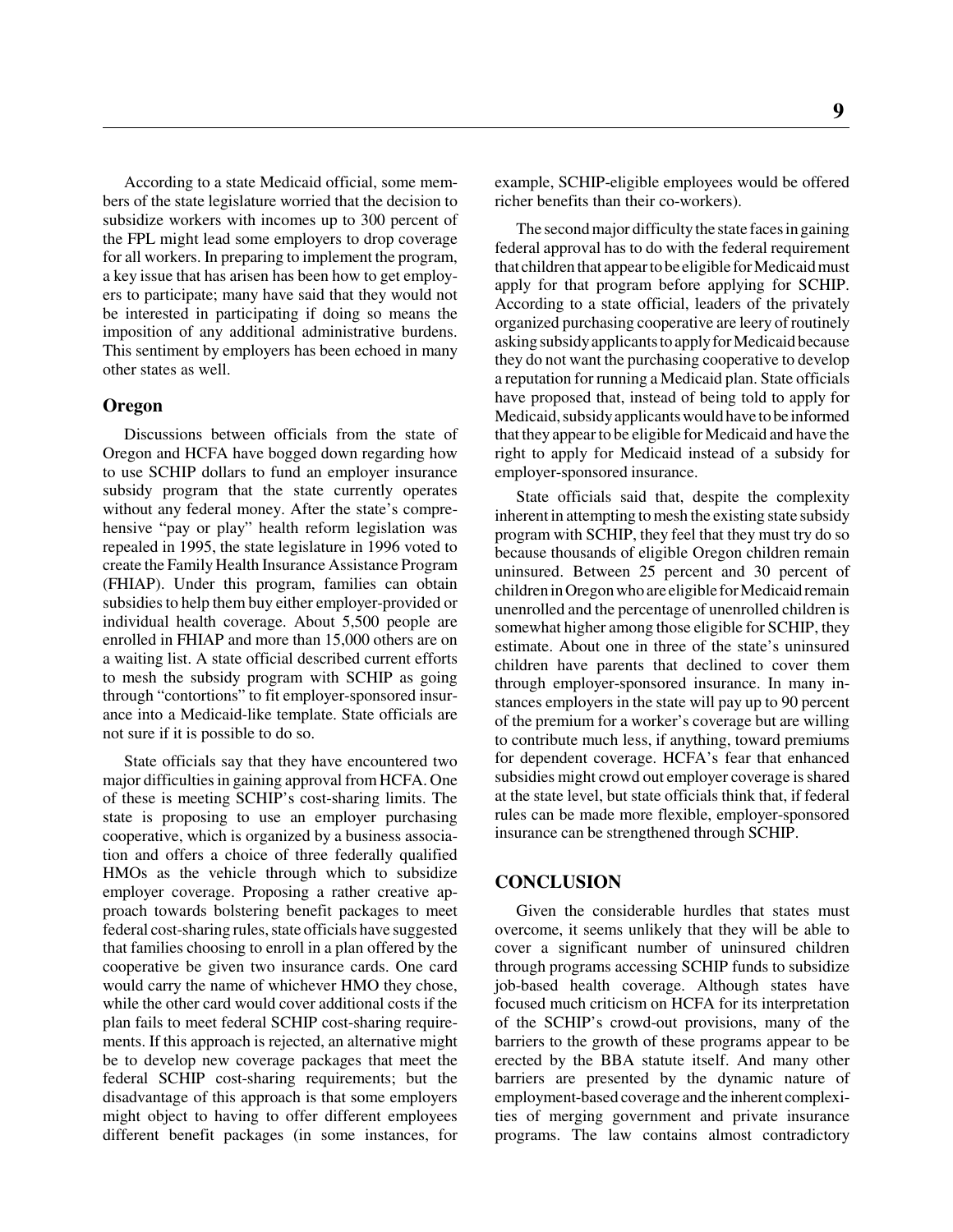According to a state Medicaid official, some members of the state legislature worried that the decision to subsidize workers with incomes up to 300 percent of the FPL might lead some employers to drop coverage for all workers. In preparing to implement the program, a key issue that has arisen has been how to get employers to participate; many have said that they would not be interested in participating if doing so means the imposition of any additional administrative burdens. This sentiment by employers has been echoed in many other states as well.

### Oregon

Discussions between officials from the state of Oregon and HCFA have bogged down regarding how to use SCHIP dollars to fund an employer insurance subsidy program that the state currently operates without any federal money. After the state's comprehensive "pay or play" health reform legislation was repealed in 1995, the state legislature in 1996 voted to create the Family Health Insurance Assistance Program (FHIAP). Under this program, families can obtain subsidies to help them buy either employer-provided or individual health coverage. About 5,500 people are enrolled in FHIAP and more than 15,000 others are on a waiting list. A state official described current efforts to mesh the subsidy program with SCHIP as going through "contortions" to fit employer-sponsored insurance into a Medicaid-like template. State officials are not sure if it is possible to do so.

State officials say that they have encountered two major difficulties in gaining approval from HCFA. One of these is meeting SCHIP's cost-sharing limits. The state is proposing to use an employer purchasing cooperative, which is organized by a business association and offers a choice of three federally qualified HMOs as the vehicle through which to subsidize employer coverage. Proposing a rather creative approach towards bolstering benefit packages to meet federal cost-sharing rules, state officials have suggested that families choosing to enroll in a plan offered by the cooperative be given two insurance cards. One card would carry the name of whichever HMO they chose, while the other card would cover additional costs if the plan fails to meet federal SCHIP cost-sharing requirements. If this approach is rejected, an alternative might be to develop new coverage packages that meet the federal SCHIP cost-sharing requirements; but the disadvantage of this approach is that some employers might object to having to offer different employees different benefit packages (in some instances, for example, SCHIP-eligible employees would be offered richer benefits than their co-workers).

The second major difficulty the state faces in gaining federal approval has to do with the federal requirement that children that appear to be eligible for Medicaid must apply for that program before applying for SCHIP. According to a state official, leaders of the privately organized purchasing cooperative are leery of routinely asking subsidy applicants to apply for Medicaid because they do not want the purchasing cooperative to develop a reputation for running a Medicaid plan. State officials have proposed that, instead of being told to apply for Medicaid, subsidy applicants would have to be informed that they appear to be eligible for Medicaid and have the right to apply for Medicaid instead of a subsidy for employer-sponsored insurance.

State officials said that, despite the complexity inherent in attempting to mesh the existing state subsidy program with SCHIP, they feel that they must try do so because thousands of eligible Oregon children remain uninsured. Between 25 percent and 30 percent of children in Oregon who are eligible for Medicaid remain unenrolled and the percentage of unenrolled children is somewhat higher among those eligible for SCHIP, they estimate. About one in three of the state's uninsured children have parents that declined to cover them through employer-sponsored insurance. In many instances employers in the state will pay up to 90 percent of the premium for a worker's coverage but are willing to contribute much less, if anything, toward premiums for dependent coverage. HCFA's fear that enhanced subsidies might crowd out employer coverage is shared at the state level, but state officials think that, if federal rules can be made more flexible, employer-sponsored insurance can be strengthened through SCHIP.

## CONCLUSION

Given the considerable hurdles that states must overcome, it seems unlikely that they will be able to cover a significant number of uninsured children through programs accessing SCHIP funds to subsidize job-based health coverage. Although states have focused much criticism on HCFA for its interpretation of the SCHIP's crowd-out provisions, many of the barriers to the growth of these programs appear to be erected by the BBA statute itself. And many other barriers are presented by the dynamic nature of employment-based coverage and the inherent complexities of merging government and private insurance programs. The law contains almost contradictory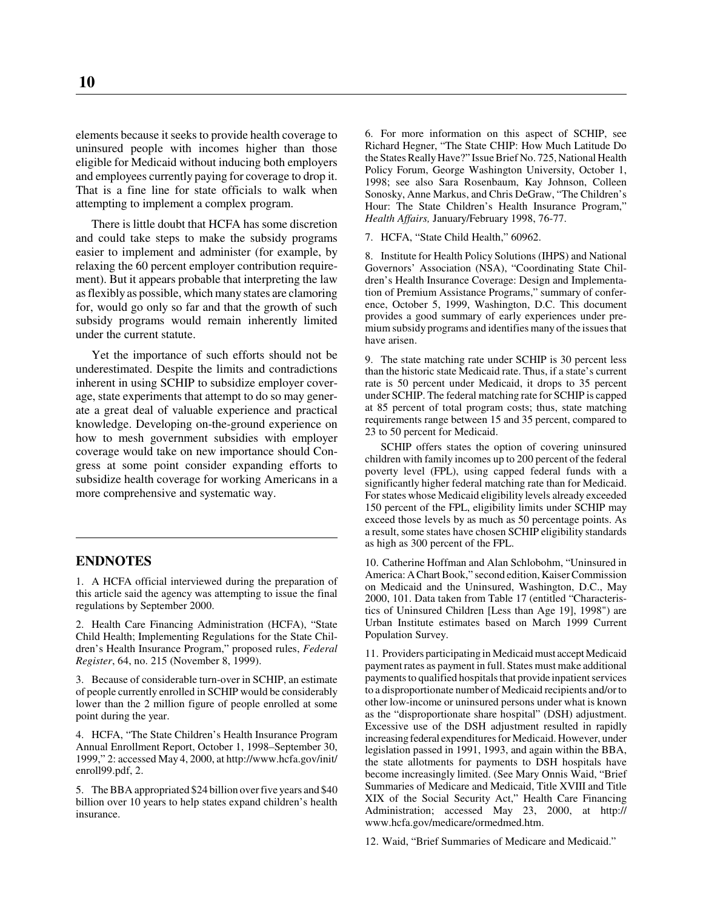elements because it seeks to provide health coverage to uninsured people with incomes higher than those eligible for Medicaid without inducing both employers and employees currently paying for coverage to drop it. That is a fine line for state officials to walk when attempting to implement a complex program.

There is little doubt that HCFA has some discretion and could take steps to make the subsidy programs easier to implement and administer (for example, by relaxing the 60 percent employer contribution requirement). But it appears probable that interpreting the law as flexibly as possible, which many states are clamoring for, would go only so far and that the growth of such subsidy programs would remain inherently limited under the current statute.

Yet the importance of such efforts should not be underestimated. Despite the limits and contradictions inherent in using SCHIP to subsidize employer coverage, state experiments that attempt to do so may generate a great deal of valuable experience and practical knowledge. Developing on-the-ground experience on how to mesh government subsidies with employer coverage would take on new importance should Congress at some point consider expanding efforts to subsidize health coverage for working Americans in a more comprehensive and systematic way.

## ENDNOTES

1. A HCFA official interviewed during the preparation of this article said the agency was attempting to issue the final regulations by September 2000.

2. Health Care Financing Administration (HCFA), "State Child Health; Implementing Regulations for the State Children's Health Insurance Program," proposed rules, *Federal Register*, 64, no. 215 (November 8, 1999).

3. Because of considerable turn-over in SCHIP, an estimate of people currently enrolled in SCHIP would be considerably lower than the 2 million figure of people enrolled at some point during the year.

4. HCFA, "The State Children's Health Insurance Program Annual Enrollment Report, October 1, 1998–September 30, 1999," 2: accessed May 4, 2000, at http://www.hcfa.gov/init/enroll99.pdf, 2.

5. The BBA appropriated $24 billion over five years and $40 billion over 10 years to help states expand children's health insurance.

6. For more information on this aspect of SCHIP, see Richard Hegner, "The State CHIP: How Much Latitude Do the States Really Have?" Issue Brief No. 725, National Health Policy Forum, George Washington University, October 1, 1998; see also Sara Rosenbaum, Kay Johnson, Colleen Sonosky, Anne Markus, and Chris DeGraw, "The Children's Hour: The State Children's Health Insurance Program," *Health Affairs,* January/February 1998, 76-77.

7. HCFA, "State Child Health," 60962.

8. Institute for Health Policy Solutions (IHPS) and National Governors' Association (NSA), "Coordinating State Children's Health Insurance Coverage: Design and Implementation of Premium Assistance Programs," summary of conference, October 5, 1999, Washington, D.C. This document provides a good summary of early experiences under premium subsidy programs and identifies many of the issues that have arisen.

9. The state matching rate under SCHIP is 30 percent less than the historic state Medicaid rate. Thus, if a state's current rate is 50 percent under Medicaid, it drops to 35 percent under SCHIP. The federal matching rate for SCHIP is capped at 85 percent of total program costs; thus, state matching requirements range between 15 and 35 percent, compared to 23 to 50 percent for Medicaid.

SCHIP offers states the option of covering uninsured children with family incomes up to 200 percent of the federal poverty level (FPL), using capped federal funds with a significantly higher federal matching rate than for Medicaid. For states whose Medicaid eligibility levels already exceeded 150 percent of the FPL, eligibility limits under SCHIP may exceed those levels by as much as 50 percentage points. As a result, some states have chosen SCHIP eligibility standards as high as 300 percent of the FPL.

10. Catherine Hoffman and Alan Schlobohm, "Uninsured in America: A Chart Book," second edition, Kaiser Commission on Medicaid and the Uninsured, Washington, D.C., May 2000, 101. Data taken from Table 17 (entitled "Characteristics of Uninsured Children [Less than Age 19], 1998") are Urban Institute estimates based on March 1999 Current Population Survey.

11. Providers participating in Medicaid must accept Medicaid payment rates as payment in full. States must make additional payments to qualified hospitals that provide inpatient services to a disproportionate number of Medicaid recipients and/or to other low-income or uninsured persons under what is known as the "disproportionate share hospital" (DSH) adjustment. Excessive use of the DSH adjustment resulted in rapidly increasing federal expenditures for Medicaid. However, under legislation passed in 1991, 1993, and again within the BBA, the state allotments for payments to DSH hospitals have become increasingly limited. (See Mary Onnis Waid, "Brief Summaries of Medicare and Medicaid, Title XVIII and Title XIX of the Social Security Act," Health Care Financing Administration; accessed May 23, 2000, at http://www.hcfa.gov/medicare/ormedmed.htm.

12. Waid, "Brief Summaries of Medicare and Medicaid."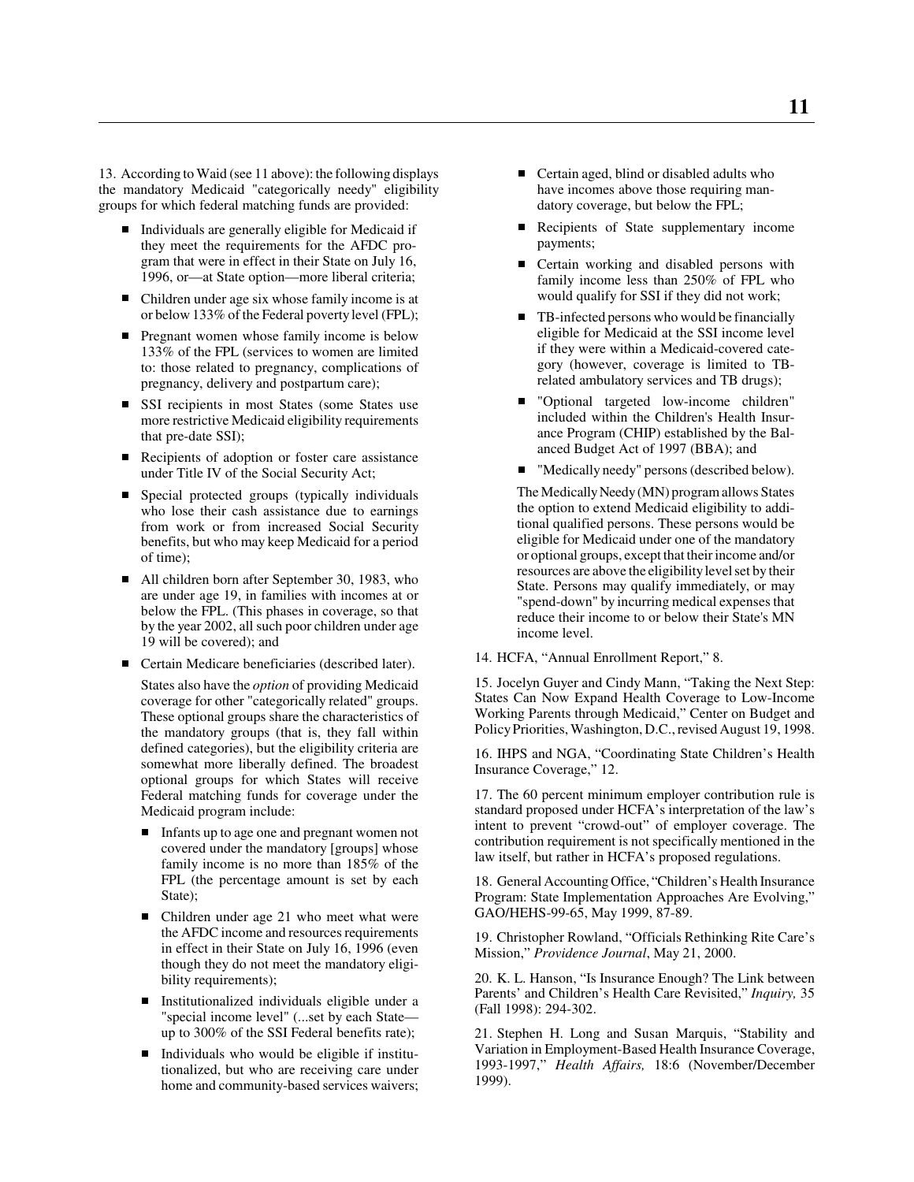13. According to Waid (see 11 above): the following displays the mandatory Medicaid "categorically needy" eligibility groups for which federal matching funds are provided:

- Individuals are generally eligible for Medicaid if they meet the requirements for the AFDC program that were in effect in their State on July 16, 1996, or—at State option—more liberal criteria;
- Children under age six whose family income is at or below 133% of the Federal poverty level (FPL);
- Pregnant women whose family income is below 133% of the FPL (services to women are limited to: those related to pregnancy, complications of pregnancy, delivery and postpartum care);
- SSI recipients in most States (some States use more restrictive Medicaid eligibility requirements that pre-date SSI);
- Recipients of adoption or foster care assistance under Title IV of the Social Security Act;
- Special protected groups (typically individuals who lose their cash assistance due to earnings from work or from increased Social Security benefits, but who may keep Medicaid for a period of time);
- All children born after September 30, 1983, who are under age 19, in families with incomes at or below the FPL. (This phases in coverage, so that by the year 2002, all such poor children under age 19 will be covered); and
- Certain Medicare beneficiaries (described later).

  States also have the *option* of providing Medicaid coverage for other "categorically related" groups. These optional groups share the characteristics of the mandatory groups (that is, they fall within defined categories), but the eligibility criteria are somewhat more liberally defined. The broadest optional groups for which States will receive Federal matching funds for coverage under the Medicaid program include:

  - Infants up to age one and pregnant women not covered under the mandatory [groups] whose family income is no more than 185% of the FPL (the percentage amount is set by each State);
  - Children under age 21 who meet what were the AFDC income and resources requirements in effect in their State on July 16, 1996 (even though they do not meet the mandatory eligibility requirements);
  - Institutionalized individuals eligible under a "special income level" (...set by each State—up to 300% of the SSI Federal benefits rate);
  - Individuals who would be eligible if institutionalized, but who are receiving care under home and community-based services waivers;
  - Certain aged, blind or disabled adults who have incomes above those requiring mandatory coverage, but below the FPL;
  - Recipients of State supplementary income payments;
  - Certain working and disabled persons with family income less than 250% of FPL who would qualify for SSI if they did not work;
  - TB-infected persons who would be financially eligible for Medicaid at the SSI income level if they were within a Medicaid-covered category (however, coverage is limited to TB-related ambulatory services and TB drugs);
  - "Optional targeted low-income children" included within the Children's Health Insurance Program (CHIP) established by the Balanced Budget Act of 1997 (BBA); and
  - "Medically needy" persons (described below).

  The Medically Needy (MN) program allows States the option to extend Medicaid eligibility to additional qualified persons. These persons would be eligible for Medicaid under one of the mandatory or optional groups, except that their income and/or resources are above the eligibility level set by their State. Persons may qualify immediately, or may "spend-down" by incurring medical expenses that reduce their income to or below their State's MN income level.

14. HCFA, "Annual Enrollment Report," 8.

15. Jocelyn Guyer and Cindy Mann, "Taking the Next Step: States Can Now Expand Health Coverage to Low-Income Working Parents through Medicaid," Center on Budget and Policy Priorities, Washington, D.C., revised August 19, 1998.

16. IHPS and NGA, "Coordinating State Children's Health Insurance Coverage," 12.

17. The 60 percent minimum employer contribution rule is standard proposed under HCFA's interpretation of the law's intent to prevent "crowd-out" of employer coverage. The contribution requirement is not specifically mentioned in the law itself, but rather in HCFA's proposed regulations.

18. General Accounting Office, "Children's Health Insurance Program: State Implementation Approaches Are Evolving," GAO/HEHS-99-65, May 1999, 87-89.

19. Christopher Rowland, "Officials Rethinking Rite Care's Mission," *Providence Journal*, May 21, 2000.

20. K. L. Hanson, "Is Insurance Enough? The Link between Parents' and Children's Health Care Revisited," *Inquiry,* 35 (Fall 1998): 294-302.

21. Stephen H. Long and Susan Marquis, "Stability and Variation in Employment-Based Health Insurance Coverage, 1993-1997," *Health Affairs,* 18:6 (November/December 1999).